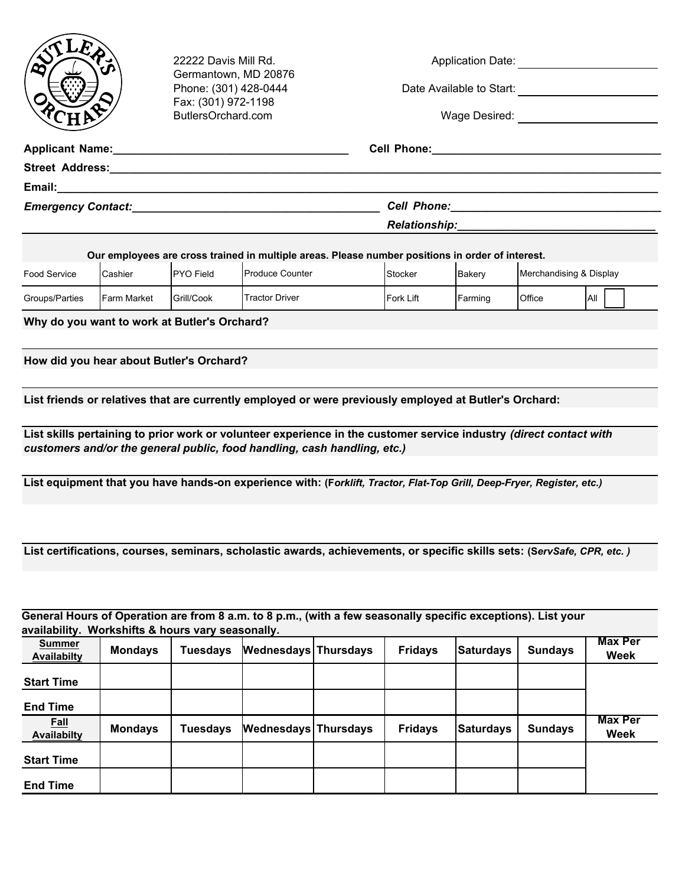Butler's Orchard

22222 Davis Mill Rd.
Germantown, MD 20876
Phone: (301) 428-0444
Fax: (301) 972-1198
ButlersOrchard.com

Application Date: ____________________

Date Available to Start: ____________________

Wage Desired: ____________________

**Applicant Name:**___________________________________ **Cell Phone:**___________________________________

**Street Address:**______________________________________________________________________________

**Email:**______________________________________________________________________________________

***Emergency Contact:***___________________________________ ***Cell Phone:***___________________________________

***Relationship:***_______________________________

**Our employees are cross trained in multiple areas. Please number positions in order of interest.**

| Food Service | Cashier | PYO Field | Produce Counter | Stocker | Bakery | Merchandising & Display | |
|---|---|---|---|---|---|---|---|
| Groups/Parties | Farm Market | Grill/Cook | Tractor Driver | Fork Lift | Farming | Office | All ☐ |

**Why do you want to work at Butler's Orchard?**

**How did you hear about Butler's Orchard?**

**List friends or relatives that are currently employed or were previously employed at Butler's Orchard:**

**List skills pertaining to prior work or volunteer experience in the customer service industry *(direct contact with customers and/or the general public, food handling, cash handling, etc.)***

**List equipment that you have hands-on experience with: (F*orklift, Tractor, Flat-Top Grill, Deep-Fryer, Register, etc.)***

**List certifications, courses, seminars, scholastic awards, achievements, or specific skills sets: (S*ervSafe, CPR, etc. )***

**General Hours of Operation are from 8 a.m. to 8 p.m., (with a few seasonally specific exceptions). List your availability. Workshifts & hours vary seasonally.**

| **Summer Availabilty** | **Mondays** | **Tuesdays** | **Wednesdays** | **Thursdays** | **Fridays** | **Saturdays** | **Sundays** | **Max Per Week** |
|---|---|---|---|---|---|---|---|---|
| **Start Time** | | | | | | | | |
| **End Time** | | | | | | | | |
| **Fall Availabilty** | **Mondays** | **Tuesdays** | **Wednesdays** | **Thursdays** | **Fridays** | **Saturdays** | **Sundays** | **Max Per Week** |
| **Start Time** | | | | | | | | |
| **End Time** | | | | | | | | |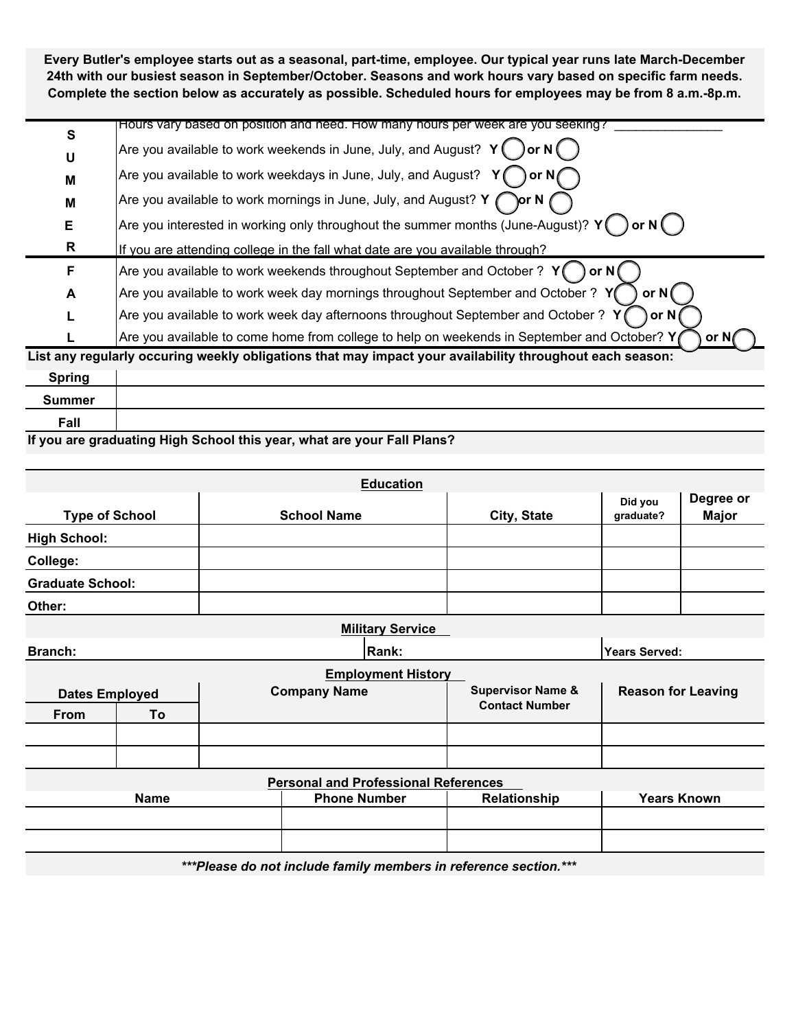**Every Butler's employee starts out as a seasonal, part-time, employee. Our typical year runs late March-December 24th with our busiest season in September/October. Seasons and work hours vary based on specific farm needs. Complete the section below as accurately as possible. Scheduled hours for employees may be from 8 a.m.-8p.m.**

| | |
|---|---|
| **S** | Hours vary based on position and need. How many hours per week are you seeking? _______________ |
| **U** | Are you available to work weekends in June, July, and August? **Y** ◯ **or N** ◯ |
| **M** | Are you available to work weekdays in June, July, and August? **Y** ◯ **or N** ◯ |
| **M** | Are you available to work mornings in June, July, and August? **Y** ◯ **or N** ◯ |
| **E** | Are you interested in working only throughout the summer months (June-August)? **Y** ◯ **or N** ◯ |
| **R** | If you are attending college in the fall what date are you available through? |
| **F** | Are you available to work weekends throughout September and October ? **Y** ◯ **or N** ◯ |
| **A** | Are you available to work week day mornings throughout September and October ? **Y** ◯ **or N** ◯ |
| **L** | Are you available to work week day afternoons throughout September and October ? **Y** ◯ **or N** ◯ |
| **L** | Are you available to come home from college to help on weekends in September and October? **Y** ◯ **or N** ◯ |

**List any regularly occuring weekly obligations that may impact your availability throughout each season:**

| | |
|---|---|
| **Spring** | |
| **Summer** | |
| **Fall** | |

**If you are graduating High School this year, what are your Fall Plans?**

## Education

| Type of School | School Name | City, State | Did you graduate? | Degree or Major |
|---|---|---|---|---|
| **High School:** | | | | |
| **College:** | | | | |
| **Graduate School:** | | | | |
| **Other:** | | | | |

## Military Service

| Branch: | Rank: | Years Served: |
|---|---|---|

## Employment History

| Dates Employed | | Company Name | Supervisor Name & Contact Number | Reason for Leaving |
|---|---|---|---|---|
| **From** | **To** | | | |
| | | | | |
| | | | | |

## Personal and Professional References

| Name | Phone Number | Relationship | Years Known |
|---|---|---|---|
| | | | |
| | | | |

***\*\*\*Please do not include family members in reference section.\*\*\****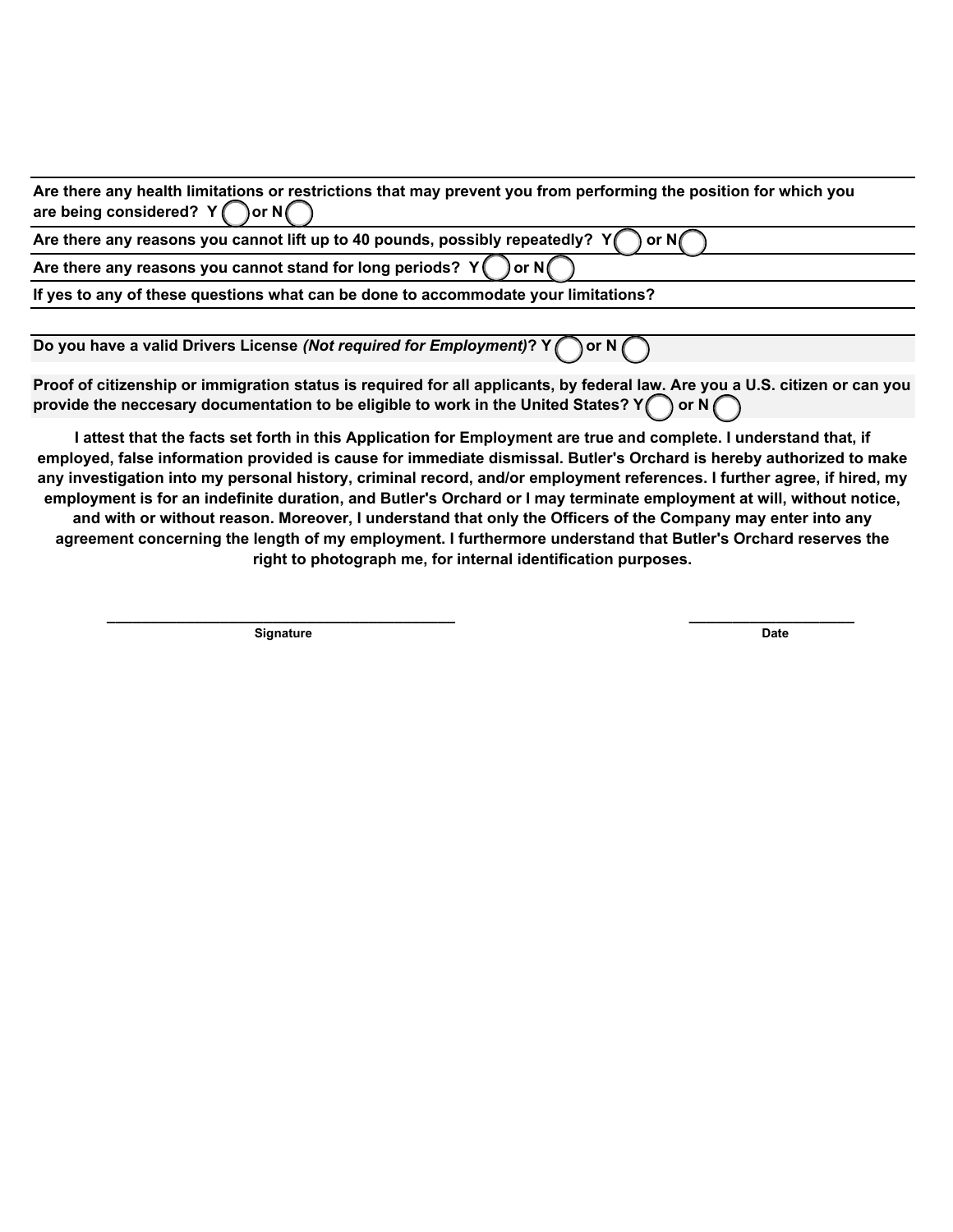**Are there any health limitations or restrictions that may prevent you from performing the position for which you are being considered? Y ◯ or N ◯**

**Are there any reasons you cannot lift up to 40 pounds, possibly repeatedly? Y ◯ or N ◯**

**Are there any reasons you cannot stand for long periods? Y ◯ or N ◯**

**If yes to any of these questions what can be done to accommodate your limitations?**

**Do you have a valid Drivers License *(Not required for Employment)*? Y ◯ or N ◯**

**Proof of citizenship or immigration status is required for all applicants, by federal law. Are you a U.S. citizen or can you provide the neccesary documentation to be eligible to work in the United States? Y ◯ or N ◯**

**I attest that the facts set forth in this Application for Employment are true and complete. I understand that, if employed, false information provided is cause for immediate dismissal. Butler's Orchard is hereby authorized to make any investigation into my personal history, criminal record, and/or employment references. I further agree, if hired, my employment is for an indefinite duration, and Butler's Orchard or I may terminate employment at will, without notice, and with or without reason. Moreover, I understand that only the Officers of the Company may enter into any agreement concerning the length of my employment. I furthermore understand that Butler's Orchard reserves the right to photograph me, for internal identification purposes.**

_____________________________________________ **Signature**

______________________ **Date**